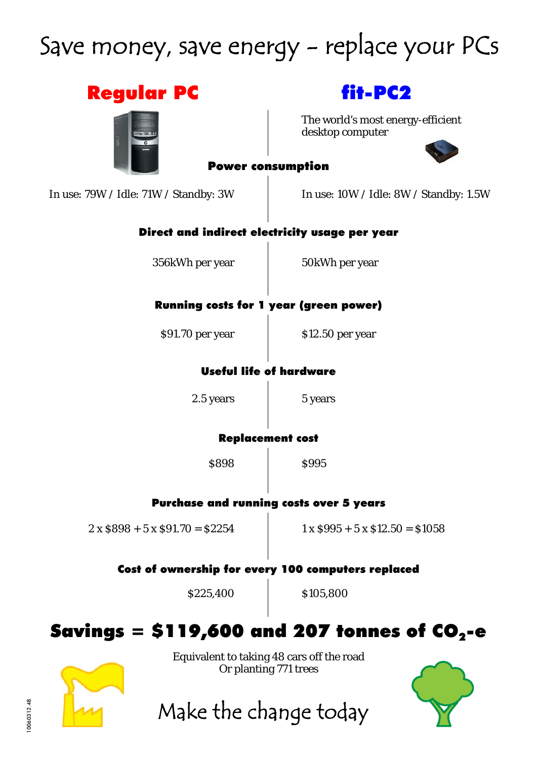# Save money, save energy – replace your PCs

| | Regular PC | fit-PC2 |
|---|---|---|
| | | The world's most energy-efficient desktop computer |
| **Power consumption** | In use: 79W / Idle: 71W / Standby: 3W | In use: 10W / Idle: 8W / Standby: 1.5W |
| **Direct and indirect electricity usage per year** | 356kWh per year | 50kWh per year |
| **Running costs for 1 year (green power)** | \$91.70 per year | \$12.50 per year |
| **Useful life of hardware** | 2.5 years | 5 years |
| **Replacement cost** | \$898 | \$995 |
| **Purchase and running costs over 5 years** | 2 x \$898 + 5 x \$91.70 = \$2254 | 1 x \$995 + 5 x \$12.50 = \$1058 |
| **Cost of ownership for every 100 computers replaced** | \$225,400 | \$105,800 |

## Savings = \$119,600 and 207 tonnes of $CO_2$-e

Equivalent to taking 48 cars off the road
Or planting 771 trees

# Make the change today

10060312.48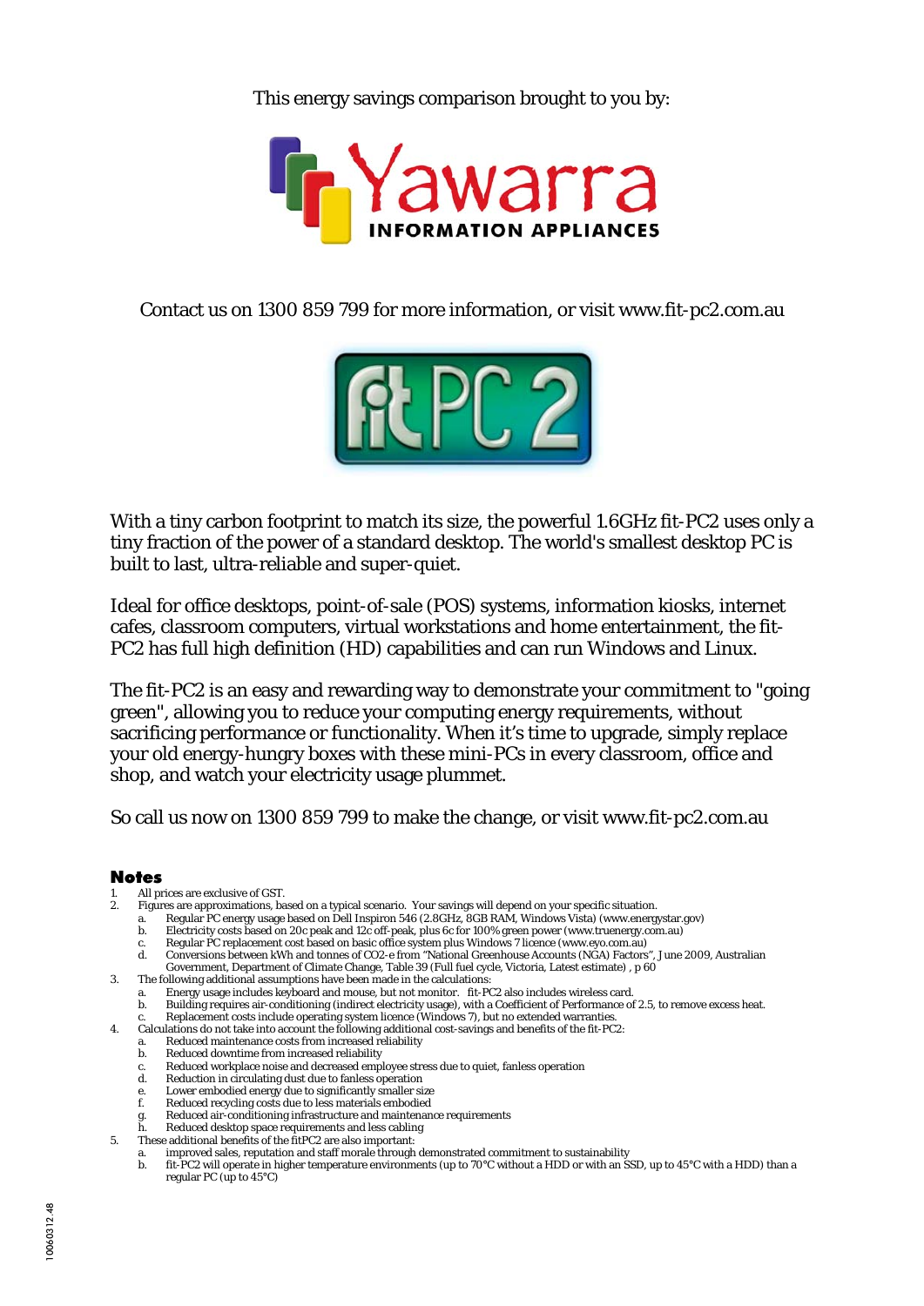This energy savings comparison brought to you by:

Yawarra

INFORMATION APPLIANCES

Contact us on 1300 859 799 for more information, or visit www.fit-pc2.com.au

fitPC 2

With a tiny carbon footprint to match its size, the powerful 1.6GHz fit-PC2 uses only a tiny fraction of the power of a standard desktop. The world's smallest desktop PC is built to last, ultra-reliable and super-quiet.

Ideal for office desktops, point-of-sale (POS) systems, information kiosks, internet cafes, classroom computers, virtual workstations and home entertainment, the fit-PC2 has full high definition (HD) capabilities and can run Windows and Linux.

The fit-PC2 is an easy and rewarding way to demonstrate your commitment to "going green", allowing you to reduce your computing energy requirements, without sacrificing performance or functionality. When it's time to upgrade, simply replace your old energy-hungry boxes with these mini-PCs in every classroom, office and shop, and watch your electricity usage plummet.

So call us now on 1300 859 799 to make the change, or visit www.fit-pc2.com.au

## Notes

1. All prices are exclusive of GST.
2. Figures are approximations, based on a typical scenario. Your savings will depend on your specific situation.
   a. Regular PC energy usage based on Dell Inspiron 546 (2.8GHz, 8GB RAM, Windows Vista) (www.energystar.gov)
   b. Electricity costs based on 20c peak and 12c off-peak, plus 6c for 100% green power (www.truenergy.com.au)
   c. Regular PC replacement cost based on basic office system plus Windows 7 licence (www.eyo.com.au)
   d. Conversions between kWh and tonnes of CO2-e from "National Greenhouse Accounts (NGA) Factors", June 2009, Australian Government, Department of Climate Change, Table 39 (Full fuel cycle, Victoria, Latest estimate) , p 60
3. The following additional assumptions have been made in the calculations:
   a. Energy usage includes keyboard and mouse, but not monitor. fit-PC2 also includes wireless card.
   b. Building requires air-conditioning (indirect electricity usage), with a Coefficient of Performance of 2.5, to remove excess heat.
   c. Replacement costs include operating system licence (Windows 7), but no extended warranties.
4. Calculations do not take into account the following additional cost-savings and benefits of the fit-PC2:
   a. Reduced maintenance costs from increased reliability
   b. Reduced downtime from increased reliability
   c. Reduced workplace noise and decreased employee stress due to quiet, fanless operation
   d. Reduction in circulating dust due to fanless operation
   e. Lower embodied energy due to significantly smaller size
   f. Reduced recycling costs due to less materials embodied
   g. Reduced air-conditioning infrastructure and maintenance requirements
   h. Reduced desktop space requirements and less cabling
5. These additional benefits of the fitPC2 are also important:
   a. improved sales, reputation and staff morale through demonstrated commitment to sustainability
   b. fit-PC2 will operate in higher temperature environments (up to 70°C without a HDD or with an SSD, up to 45°C with a HDD) than a regular PC (up to 45°C)

10060312.48